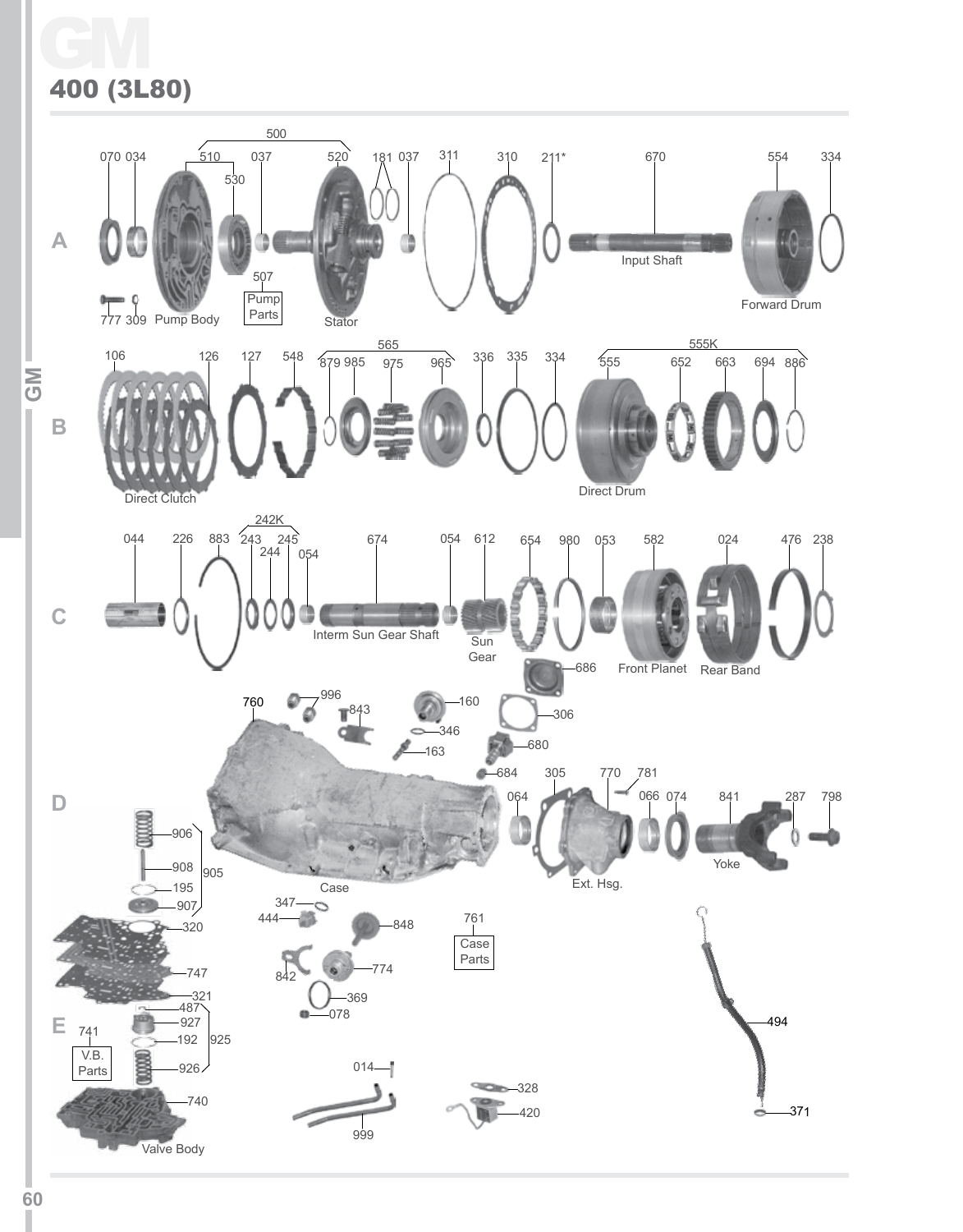# GM

## 400 (3L80)

**A**

500

070 034 510 530 037 520 181 037 311 310 211* 670 554 334

507

Pump Parts

777 309 Pump Body

Stator

Input Shaft

Forward Drum

**B**

106 126 127 548

565

879 985 975 965

336 335 334

555K

555 652 663 694 886

Direct Clutch

Direct Drum

**C**

044 226 883

242K

243 244 245

054 674 054 612 654 980 053 582 024 476 238

Interm Sun Gear Shaft

Sun Gear

Front Planet

Rear Band

686

**D**

760 996 843 160 346 163 306 680 684 305 770 781 064 066 074 841 287 798

Case

Ext. Hsg.

Yoke

906 908 905 195 907 320 747

347 444 848 842 774 369 078

761

Case Parts

**E**

321 487 927 192 925 926

741

V.B. Parts

740

Valve Body

014 999 328 420

494 371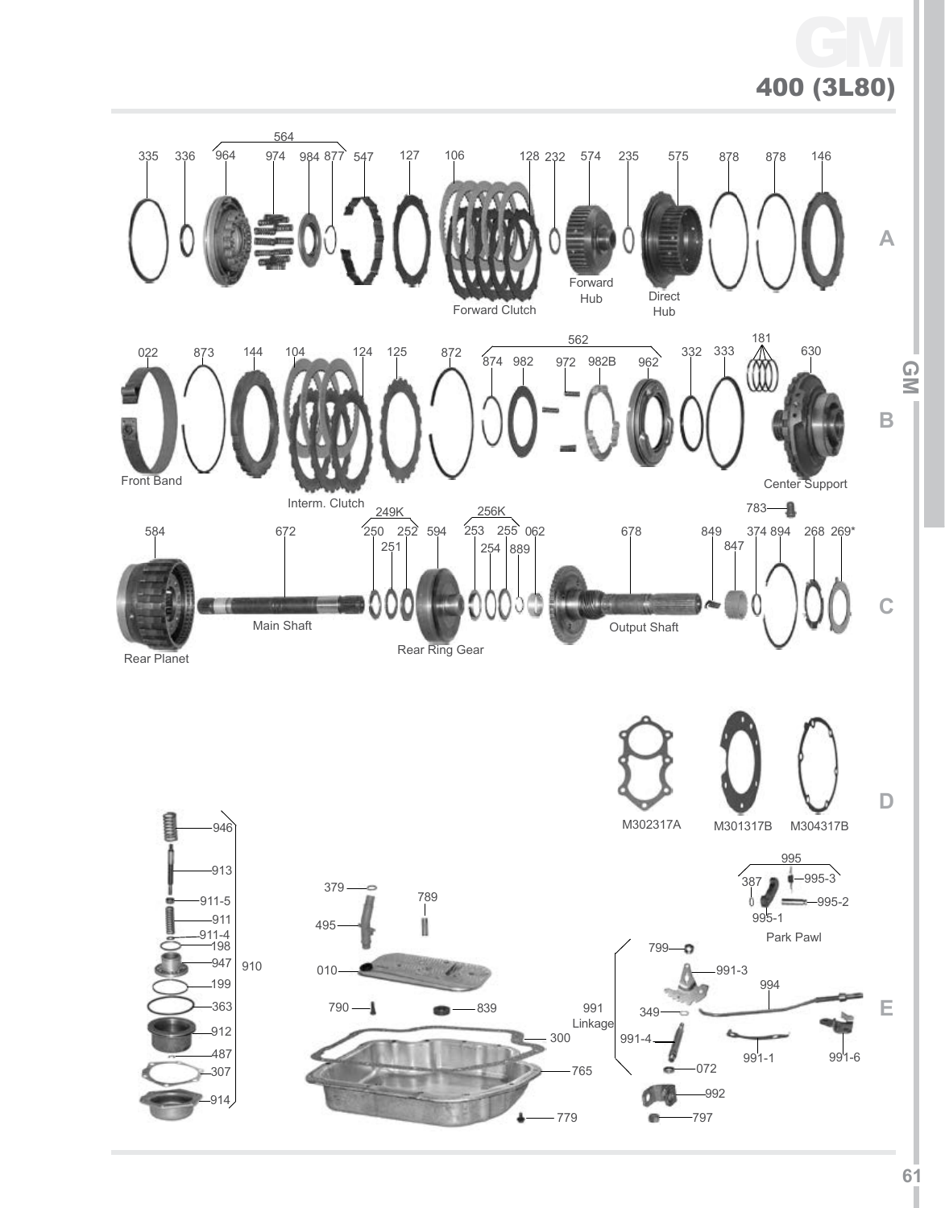# GM

## 400 (3L80)

A

564

335 336 964 974 984 877 547 127 106 128 232 574 235 575 878 878 146

Forward Clutch

Forward Hub

Direct Hub

B

562

022 873 144 104 124 125 872 874 982 972 982B 962 332 333 181 630

Front Band

Interm. Clutch

Center Support

C

249K

256K

783

584 672 250 251 252 594 253 254 255 889 062 678 849 847 374 894 268 269*

Rear Planet

Main Shaft

Rear Ring Gear

Output Shaft

D

M302317A M301317B M304317B

E

910

946 913 911-5 911 911-4 198 947 199 363 912 487 307 914

379 495 789 010 790 839 300 765 779

995

387 995-3 995-2 995-1

Park Pawl

991 Linkage

799 991-3 994 349 991-4 991-1 991-6 072 992 797